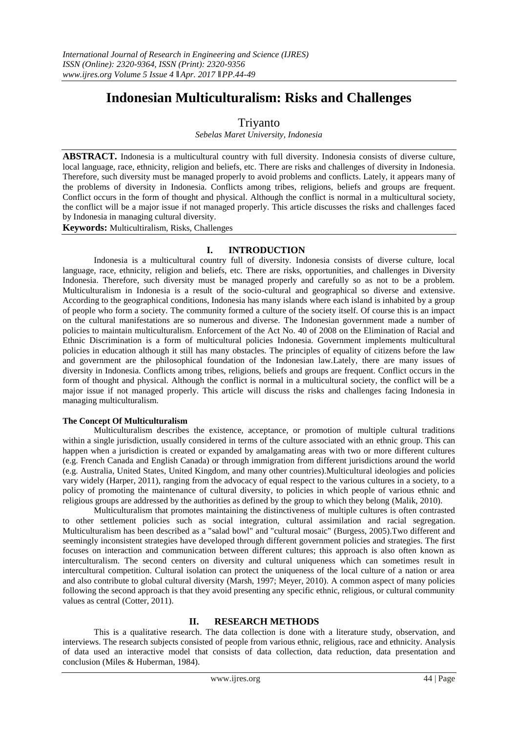# Indonesian Multiculturalism: Risks and Challenges

Triyanto

*Sebelas Maret University, Indonesia*

**ABSTRACT.** Indonesia is a multicultural country with full diversity. Indonesia consists of diverse culture, local language, race, ethnicity, religion and beliefs, etc. There are risks and challenges of diversity in Indonesia. Therefore, such diversity must be managed properly to avoid problems and conflicts. Lately, it appears many of the problems of diversity in Indonesia. Conflicts among tribes, religions, beliefs and groups are frequent. Conflict occurs in the form of thought and physical. Although the conflict is normal in a multicultural society, the conflict will be a major issue if not managed properly. This article discusses the risks and challenges faced by Indonesia in managing cultural diversity.

**Keywords:** Multicultiralism, Risks, Challenges

## I. INTRODUCTION

Indonesia is a multicultural country full of diversity. Indonesia consists of diverse culture, local language, race, ethnicity, religion and beliefs, etc. There are risks, opportunities, and challenges in Diversity Indonesia. Therefore, such diversity must be managed properly and carefully so as not to be a problem. Multiculturalism in Indonesia is a result of the socio-cultural and geographical so diverse and extensive. According to the geographical conditions, Indonesia has many islands where each island is inhabited by a group of people who form a society. The community formed a culture of the society itself. Of course this is an impact on the cultural manifestations are so numerous and diverse. The Indonesian government made a number of policies to maintain multiculturalism. Enforcement of the Act No. 40 of 2008 on the Elimination of Racial and Ethnic Discrimination is a form of multicultural policies Indonesia. Government implements multicultural policies in education although it still has many obstacles. The principles of equality of citizens before the law and government are the philosophical foundation of the Indonesian law.Lately, there are many issues of diversity in Indonesia. Conflicts among tribes, religions, beliefs and groups are frequent. Conflict occurs in the form of thought and physical. Although the conflict is normal in a multicultural society, the conflict will be a major issue if not managed properly. This article will discuss the risks and challenges facing Indonesia in managing multiculturalism.

### The Concept Of Multiculturalism

Multiculturalism describes the existence, acceptance, or promotion of multiple cultural traditions within a single jurisdiction, usually considered in terms of the culture associated with an ethnic group. This can happen when a jurisdiction is created or expanded by amalgamating areas with two or more different cultures (e.g. French Canada and English Canada) or through immigration from different jurisdictions around the world (e.g. Australia, United States, United Kingdom, and many other countries).Multicultural ideologies and policies vary widely (Harper, 2011), ranging from the advocacy of equal respect to the various cultures in a society, to a policy of promoting the maintenance of cultural diversity, to policies in which people of various ethnic and religious groups are addressed by the authorities as defined by the group to which they belong (Malik, 2010).

Multiculturalism that promotes maintaining the distinctiveness of multiple cultures is often contrasted to other settlement policies such as social integration, cultural assimilation and racial segregation. Multiculturalism has been described as a "salad bowl" and "cultural mosaic" (Burgess, 2005).Two different and seemingly inconsistent strategies have developed through different government policies and strategies. The first focuses on interaction and communication between different cultures; this approach is also often known as interculturalism. The second centers on diversity and cultural uniqueness which can sometimes result in intercultural competition. Cultural isolation can protect the uniqueness of the local culture of a nation or area and also contribute to global cultural diversity (Marsh, 1997; Meyer, 2010). A common aspect of many policies following the second approach is that they avoid presenting any specific ethnic, religious, or cultural community values as central (Cotter, 2011).

## II. RESEARCH METHODS

This is a qualitative research. The data collection is done with a literature study, observation, and interviews. The research subjects consisted of people from various ethnic, religious, race and ethnicity. Analysis of data used an interactive model that consists of data collection, data reduction, data presentation and conclusion (Miles & Huberman, 1984).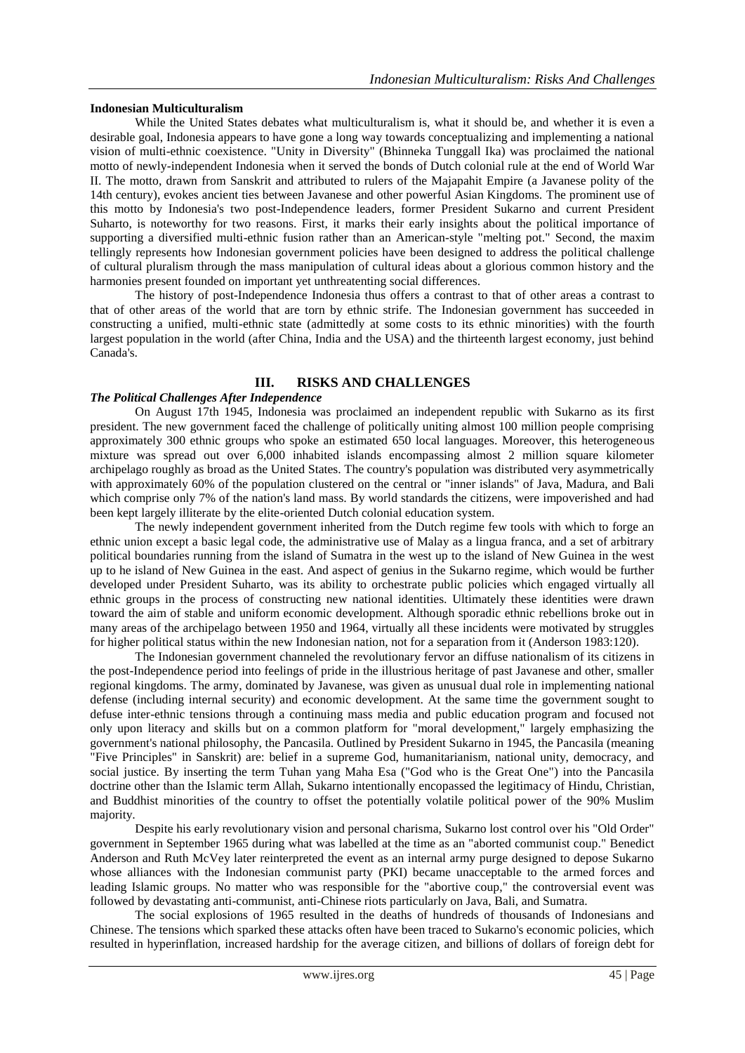**Indonesian Multiculturalism**

While the United States debates what multiculturalism is, what it should be, and whether it is even a desirable goal, Indonesia appears to have gone a long way towards conceptualizing and implementing a national vision of multi-ethnic coexistence. "Unity in Diversity" (Bhinneka Tunggall Ika) was proclaimed the national motto of newly-independent Indonesia when it served the bonds of Dutch colonial rule at the end of World War II. The motto, drawn from Sanskrit and attributed to rulers of the Majapahit Empire (a Javanese polity of the 14th century), evokes ancient ties between Javanese and other powerful Asian Kingdoms. The prominent use of this motto by Indonesia's two post-Independence leaders, former President Sukarno and current President Suharto, is noteworthy for two reasons. First, it marks their early insights about the political importance of supporting a diversified multi-ethnic fusion rather than an American-style "melting pot." Second, the maxim tellingly represents how Indonesian government policies have been designed to address the political challenge of cultural pluralism through the mass manipulation of cultural ideas about a glorious common history and the harmonies present founded on important yet unthreatening social differences.

The history of post-Independence Indonesia thus offers a contrast to that of other areas a contrast to that of other areas of the world that are torn by ethnic strife. The Indonesian government has succeeded in constructing a unified, multi-ethnic state (admittedly at some costs to its ethnic minorities) with the fourth largest population in the world (after China, India and the USA) and the thirteenth largest economy, just behind Canada's.

## III. RISKS AND CHALLENGES

### *The Political Challenges After Independence*

On August 17th 1945, Indonesia was proclaimed an independent republic with Sukarno as its first president. The new government faced the challenge of politically uniting almost 100 million people comprising approximately 300 ethnic groups who spoke an estimated 650 local languages. Moreover, this heterogeneous mixture was spread out over 6,000 inhabited islands encompassing almost 2 million square kilometer archipelago roughly as broad as the United States. The country's population was distributed very asymmetrically with approximately 60% of the population clustered on the central or "inner islands" of Java, Madura, and Bali which comprise only 7% of the nation's land mass. By world standards the citizens, were impoverished and had been kept largely illiterate by the elite-oriented Dutch colonial education system.

The newly independent government inherited from the Dutch regime few tools with which to forge an ethnic union except a basic legal code, the administrative use of Malay as a lingua franca, and a set of arbitrary political boundaries running from the island of Sumatra in the west up to the island of New Guinea in the west up to he island of New Guinea in the east. And aspect of genius in the Sukarno regime, which would be further developed under President Suharto, was its ability to orchestrate public policies which engaged virtually all ethnic groups in the process of constructing new national identities. Ultimately these identities were drawn toward the aim of stable and uniform economic development. Although sporadic ethnic rebellions broke out in many areas of the archipelago between 1950 and 1964, virtually all these incidents were motivated by struggles for higher political status within the new Indonesian nation, not for a separation from it (Anderson 1983:120).

The Indonesian government channeled the revolutionary fervor an diffuse nationalism of its citizens in the post-Independence period into feelings of pride in the illustrious heritage of past Javanese and other, smaller regional kingdoms. The army, dominated by Javanese, was given as unusual dual role in implementing national defense (including internal security) and economic development. At the same time the government sought to defuse inter-ethnic tensions through a continuing mass media and public education program and focused not only upon literacy and skills but on a common platform for "moral development," largely emphasizing the government's national philosophy, the Pancasila. Outlined by President Sukarno in 1945, the Pancasila (meaning "Five Principles" in Sanskrit) are: belief in a supreme God, humanitarianism, national unity, democracy, and social justice. By inserting the term Tuhan yang Maha Esa ("God who is the Great One") into the Pancasila doctrine other than the Islamic term Allah, Sukarno intentionally encopassed the legitimacy of Hindu, Christian, and Buddhist minorities of the country to offset the potentially volatile political power of the 90% Muslim majority.

Despite his early revolutionary vision and personal charisma, Sukarno lost control over his "Old Order" government in September 1965 during what was labelled at the time as an "aborted communist coup." Benedict Anderson and Ruth McVey later reinterpreted the event as an internal army purge designed to depose Sukarno whose alliances with the Indonesian communist party (PKI) became unacceptable to the armed forces and leading Islamic groups. No matter who was responsible for the "abortive coup," the controversial event was followed by devastating anti-communist, anti-Chinese riots particularly on Java, Bali, and Sumatra.

The social explosions of 1965 resulted in the deaths of hundreds of thousands of Indonesians and Chinese. The tensions which sparked these attacks often have been traced to Sukarno's economic policies, which resulted in hyperinflation, increased hardship for the average citizen, and billions of dollars of foreign debt for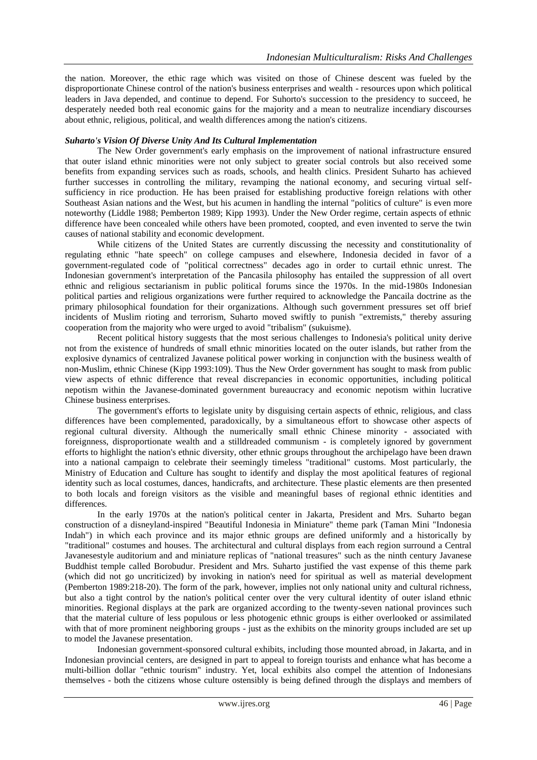the nation. Moreover, the ethic rage which was visited on those of Chinese descent was fueled by the disproportionate Chinese control of the nation's business enterprises and wealth - resources upon which political leaders in Java depended, and continue to depend. For Suhorto's succession to the presidency to succeed, he desperately needed both real economic gains for the majority and a mean to neutralize incendiary discourses about ethnic, religious, political, and wealth differences among the nation's citizens.

### *Suharto's Vision Of Diverse Unity And Its Cultural Implementation*

The New Order government's early emphasis on the improvement of national infrastructure ensured that outer island ethnic minorities were not only subject to greater social controls but also received some benefits from expanding services such as roads, schools, and health clinics. President Suharto has achieved further successes in controlling the military, revamping the national economy, and securing virtual self-sufficiency in rice production. He has been praised for establishing productive foreign relations with other Southeast Asian nations and the West, but his acumen in handling the internal "politics of culture" is even more noteworthy (Liddle 1988; Pemberton 1989; Kipp 1993). Under the New Order regime, certain aspects of ethnic difference have been concealed while others have been promoted, coopted, and even invented to serve the twin causes of national stability and economic development.

While citizens of the United States are currently discussing the necessity and constitutionality of regulating ethnic "hate speech" on college campuses and elsewhere, Indonesia decided in favor of a government-regulated code of "political correctness" decades ago in order to curtail ethnic unrest. The Indonesian government's interpretation of the Pancasila philosophy has entailed the suppression of all overt ethnic and religious sectarianism in public political forums since the 1970s. In the mid-1980s Indonesian political parties and religious organizations were further required to acknowledge the Pancaila doctrine as the primary philosophical foundation for their organizations. Although such government pressures set off brief incidents of Muslim rioting and terrorism, Suharto moved swiftly to punish "extremists," thereby assuring cooperation from the majority who were urged to avoid "tribalism" (sukuisme).

Recent political history suggests that the most serious challenges to Indonesia's political unity derive not from the existence of hundreds of small ethnic minorities located on the outer islands, but rather from the explosive dynamics of centralized Javanese political power working in conjunction with the business wealth of non-Muslim, ethnic Chinese (Kipp 1993:109). Thus the New Order government has sought to mask from public view aspects of ethnic difference that reveal discrepancies in economic opportunities, including political nepotism within the Javanese-dominated government bureaucracy and economic nepotism within lucrative Chinese business enterprises.

The government's efforts to legislate unity by disguising certain aspects of ethnic, religious, and class differences have been complemented, paradoxically, by a simultaneous effort to showcase other aspects of regional cultural diversity. Although the numerically small ethnic Chinese minority - associated with foreignness, disproportionate wealth and a stilldreaded communism - is completely ignored by government efforts to highlight the nation's ethnic diversity, other ethnic groups throughout the archipelago have been drawn into a national campaign to celebrate their seemingly timeless "traditional" customs. Most particularly, the Ministry of Education and Culture has sought to identify and display the most apolitical features of regional identity such as local costumes, dances, handicrafts, and architecture. These plastic elements are then presented to both locals and foreign visitors as the visible and meaningful bases of regional ethnic identities and differences.

In the early 1970s at the nation's political center in Jakarta, President and Mrs. Suharto began construction of a disneyland-inspired "Beautiful Indonesia in Miniature" theme park (Taman Mini "Indonesia Indah") in which each province and its major ethnic groups are defined uniformly and a historically by "traditional" costumes and houses. The architectural and cultural displays from each region surround a Central Javanesestyle auditorium and and miniature replicas of "national treasures" such as the ninth century Javanese Buddhist temple called Borobudur. President and Mrs. Suharto justified the vast expense of this theme park (which did not go uncriticized) by invoking in nation's need for spiritual as well as material development (Pemberton 1989:218-20). The form of the park, however, implies not only national unity and cultural richness, but also a tight control by the nation's political center over the very cultural identity of outer island ethnic minorities. Regional displays at the park are organized according to the twenty-seven national provinces such that the material culture of less populous or less photogenic ethnic groups is either overlooked or assimilated with that of more prominent neighboring groups - just as the exhibits on the minority groups included are set up to model the Javanese presentation.

Indonesian government-sponsored cultural exhibits, including those mounted abroad, in Jakarta, and in Indonesian provincial centers, are designed in part to appeal to foreign tourists and enhance what has become a multi-billion dollar "ethnic tourism" industry. Yet, local exhibits also compel the attention of Indonesians themselves - both the citizens whose culture ostensibly is being defined through the displays and members of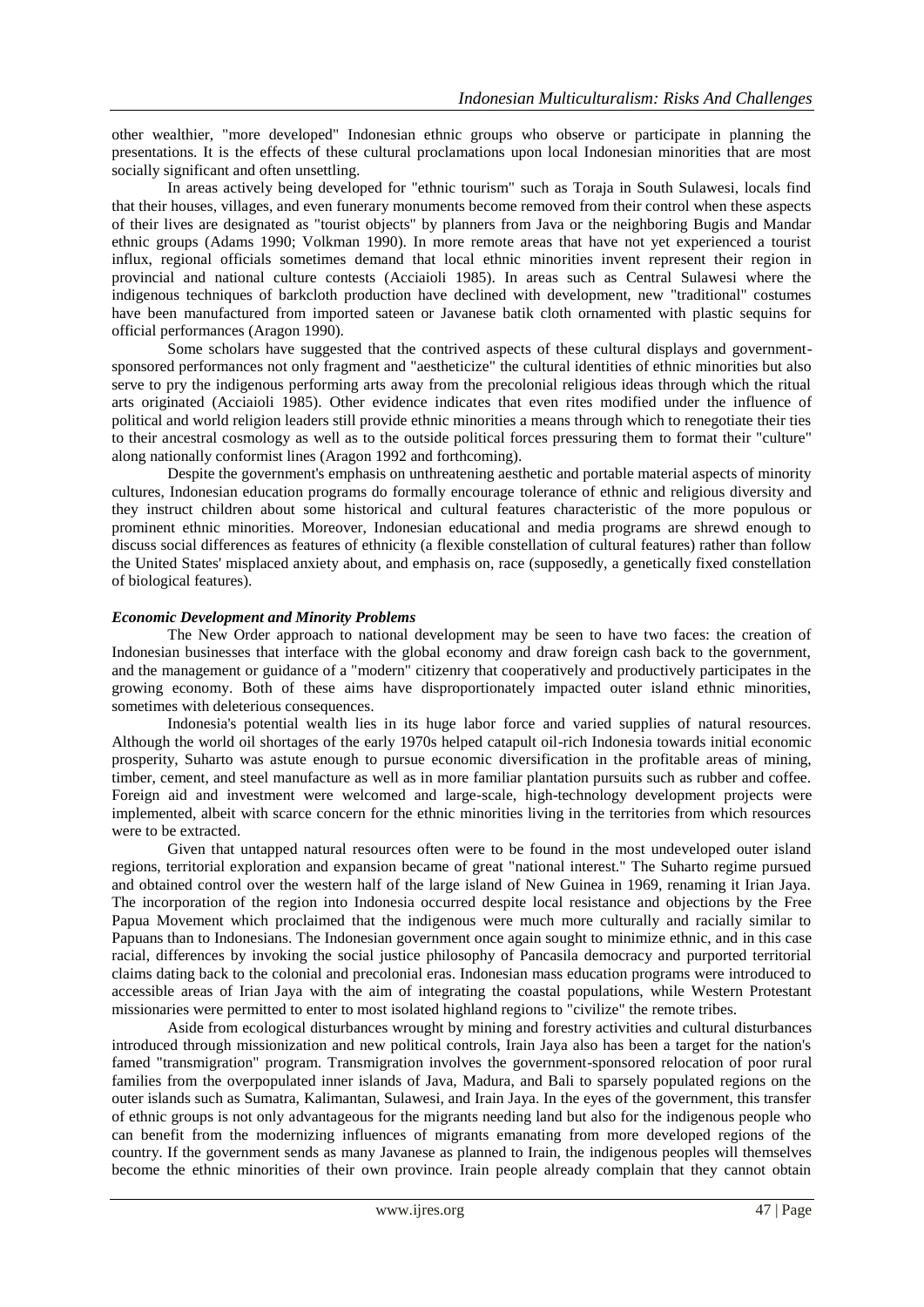other wealthier, "more developed" Indonesian ethnic groups who observe or participate in planning the presentations. It is the effects of these cultural proclamations upon local Indonesian minorities that are most socially significant and often unsettling.

In areas actively being developed for "ethnic tourism" such as Toraja in South Sulawesi, locals find that their houses, villages, and even funerary monuments become removed from their control when these aspects of their lives are designated as "tourist objects" by planners from Java or the neighboring Bugis and Mandar ethnic groups (Adams 1990; Volkman 1990). In more remote areas that have not yet experienced a tourist influx, regional officials sometimes demand that local ethnic minorities invent represent their region in provincial and national culture contests (Acciaioli 1985). In areas such as Central Sulawesi where the indigenous techniques of barkcloth production have declined with development, new "traditional" costumes have been manufactured from imported sateen or Javanese batik cloth ornamented with plastic sequins for official performances (Aragon 1990).

Some scholars have suggested that the contrived aspects of these cultural displays and government-sponsored performances not only fragment and "aestheticize" the cultural identities of ethnic minorities but also serve to pry the indigenous performing arts away from the precolonial religious ideas through which the ritual arts originated (Acciaioli 1985). Other evidence indicates that even rites modified under the influence of political and world religion leaders still provide ethnic minorities a means through which to renegotiate their ties to their ancestral cosmology as well as to the outside political forces pressuring them to format their "culture" along nationally conformist lines (Aragon 1992 and forthcoming).

Despite the government's emphasis on unthreatening aesthetic and portable material aspects of minority cultures, Indonesian education programs do formally encourage tolerance of ethnic and religious diversity and they instruct children about some historical and cultural features characteristic of the more populous or prominent ethnic minorities. Moreover, Indonesian educational and media programs are shrewd enough to discuss social differences as features of ethnicity (a flexible constellation of cultural features) rather than follow the United States' misplaced anxiety about, and emphasis on, race (supposedly, a genetically fixed constellation of biological features).

### *Economic Development and Minority Problems*

The New Order approach to national development may be seen to have two faces: the creation of Indonesian businesses that interface with the global economy and draw foreign cash back to the government, and the management or guidance of a "modern" citizenry that cooperatively and productively participates in the growing economy. Both of these aims have disproportionately impacted outer island ethnic minorities, sometimes with deleterious consequences.

Indonesia's potential wealth lies in its huge labor force and varied supplies of natural resources. Although the world oil shortages of the early 1970s helped catapult oil-rich Indonesia towards initial economic prosperity, Suharto was astute enough to pursue economic diversification in the profitable areas of mining, timber, cement, and steel manufacture as well as in more familiar plantation pursuits such as rubber and coffee. Foreign aid and investment were welcomed and large-scale, high-technology development projects were implemented, albeit with scarce concern for the ethnic minorities living in the territories from which resources were to be extracted.

Given that untapped natural resources often were to be found in the most undeveloped outer island regions, territorial exploration and expansion became of great "national interest." The Suharto regime pursued and obtained control over the western half of the large island of New Guinea in 1969, renaming it Irian Jaya. The incorporation of the region into Indonesia occurred despite local resistance and objections by the Free Papua Movement which proclaimed that the indigenous were much more culturally and racially similar to Papuans than to Indonesians. The Indonesian government once again sought to minimize ethnic, and in this case racial, differences by invoking the social justice philosophy of Pancasila democracy and purported territorial claims dating back to the colonial and precolonial eras. Indonesian mass education programs were introduced to accessible areas of Irian Jaya with the aim of integrating the coastal populations, while Western Protestant missionaries were permitted to enter to most isolated highland regions to "civilize" the remote tribes.

Aside from ecological disturbances wrought by mining and forestry activities and cultural disturbances introduced through missionization and new political controls, Irain Jaya also has been a target for the nation's famed "transmigration" program. Transmigration involves the government-sponsored relocation of poor rural families from the overpopulated inner islands of Java, Madura, and Bali to sparsely populated regions on the outer islands such as Sumatra, Kalimantan, Sulawesi, and Irain Jaya. In the eyes of the government, this transfer of ethnic groups is not only advantageous for the migrants needing land but also for the indigenous people who can benefit from the modernizing influences of migrants emanating from more developed regions of the country. If the government sends as many Javanese as planned to Irain, the indigenous peoples will themselves become the ethnic minorities of their own province. Irain people already complain that they cannot obtain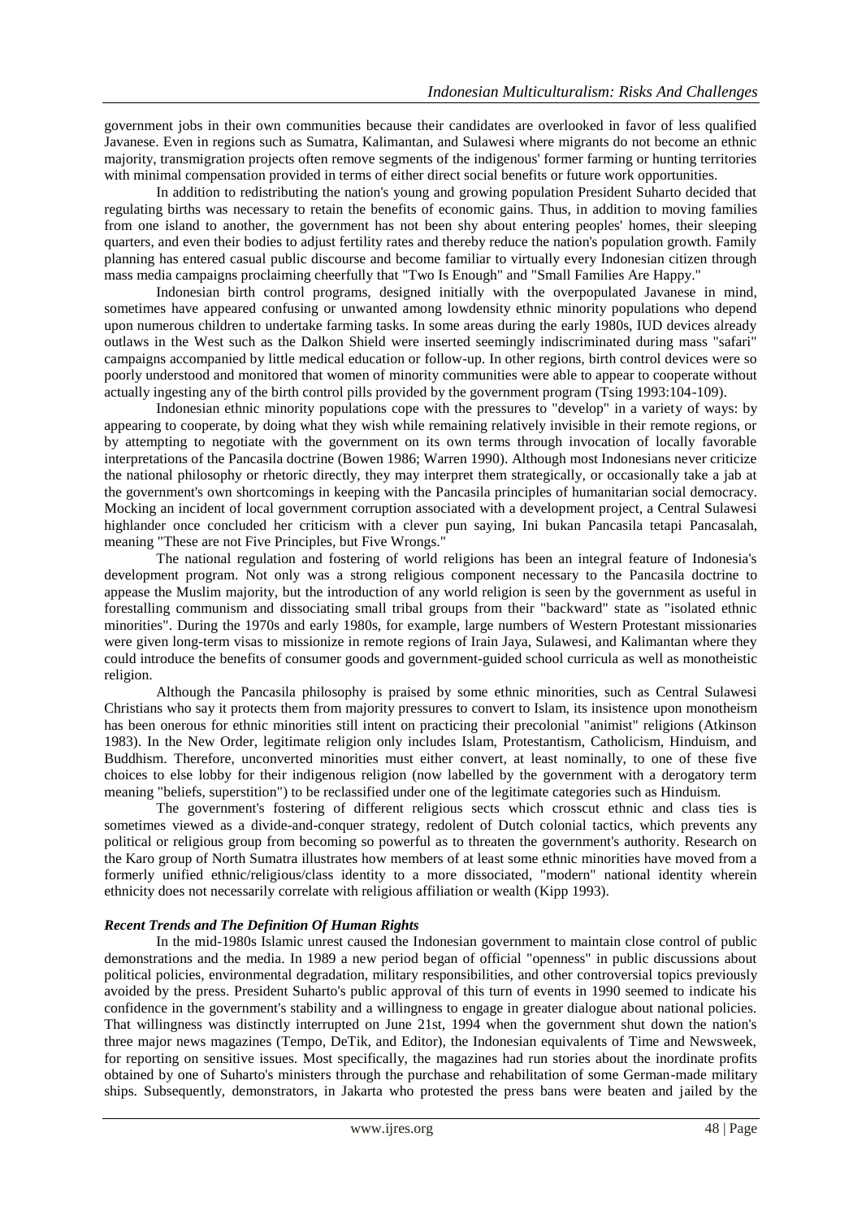government jobs in their own communities because their candidates are overlooked in favor of less qualified Javanese. Even in regions such as Sumatra, Kalimantan, and Sulawesi where migrants do not become an ethnic majority, transmigration projects often remove segments of the indigenous' former farming or hunting territories with minimal compensation provided in terms of either direct social benefits or future work opportunities.

In addition to redistributing the nation's young and growing population President Suharto decided that regulating births was necessary to retain the benefits of economic gains. Thus, in addition to moving families from one island to another, the government has not been shy about entering peoples' homes, their sleeping quarters, and even their bodies to adjust fertility rates and thereby reduce the nation's population growth. Family planning has entered casual public discourse and become familiar to virtually every Indonesian citizen through mass media campaigns proclaiming cheerfully that "Two Is Enough" and "Small Families Are Happy."

Indonesian birth control programs, designed initially with the overpopulated Javanese in mind, sometimes have appeared confusing or unwanted among lowdensity ethnic minority populations who depend upon numerous children to undertake farming tasks. In some areas during the early 1980s, IUD devices already outlaws in the West such as the Dalkon Shield were inserted seemingly indiscriminated during mass "safari" campaigns accompanied by little medical education or follow-up. In other regions, birth control devices were so poorly understood and monitored that women of minority communities were able to appear to cooperate without actually ingesting any of the birth control pills provided by the government program (Tsing 1993:104-109).

Indonesian ethnic minority populations cope with the pressures to "develop" in a variety of ways: by appearing to cooperate, by doing what they wish while remaining relatively invisible in their remote regions, or by attempting to negotiate with the government on its own terms through invocation of locally favorable interpretations of the Pancasila doctrine (Bowen 1986; Warren 1990). Although most Indonesians never criticize the national philosophy or rhetoric directly, they may interpret them strategically, or occasionally take a jab at the government's own shortcomings in keeping with the Pancasila principles of humanitarian social democracy. Mocking an incident of local government corruption associated with a development project, a Central Sulawesi highlander once concluded her criticism with a clever pun saying, Ini bukan Pancasila tetapi Pancasalah, meaning "These are not Five Principles, but Five Wrongs."

The national regulation and fostering of world religions has been an integral feature of Indonesia's development program. Not only was a strong religious component necessary to the Pancasila doctrine to appease the Muslim majority, but the introduction of any world religion is seen by the government as useful in forestalling communism and dissociating small tribal groups from their "backward" state as "isolated ethnic minorities". During the 1970s and early 1980s, for example, large numbers of Western Protestant missionaries were given long-term visas to missionize in remote regions of Irain Jaya, Sulawesi, and Kalimantan where they could introduce the benefits of consumer goods and government-guided school curricula as well as monotheistic religion.

Although the Pancasila philosophy is praised by some ethnic minorities, such as Central Sulawesi Christians who say it protects them from majority pressures to convert to Islam, its insistence upon monotheism has been onerous for ethnic minorities still intent on practicing their precolonial "animist" religions (Atkinson 1983). In the New Order, legitimate religion only includes Islam, Protestantism, Catholicism, Hinduism, and Buddhism. Therefore, unconverted minorities must either convert, at least nominally, to one of these five choices to else lobby for their indigenous religion (now labelled by the government with a derogatory term meaning "beliefs, superstition") to be reclassified under one of the legitimate categories such as Hinduism.

The government's fostering of different religious sects which crosscut ethnic and class ties is sometimes viewed as a divide-and-conquer strategy, redolent of Dutch colonial tactics, which prevents any political or religious group from becoming so powerful as to threaten the government's authority. Research on the Karo group of North Sumatra illustrates how members of at least some ethnic minorities have moved from a formerly unified ethnic/religious/class identity to a more dissociated, "modern" national identity wherein ethnicity does not necessarily correlate with religious affiliation or wealth (Kipp 1993).

***Recent Trends and The Definition Of Human Rights***

In the mid-1980s Islamic unrest caused the Indonesian government to maintain close control of public demonstrations and the media. In 1989 a new period began of official "openness" in public discussions about political policies, environmental degradation, military responsibilities, and other controversial topics previously avoided by the press. President Suharto's public approval of this turn of events in 1990 seemed to indicate his confidence in the government's stability and a willingness to engage in greater dialogue about national policies. That willingness was distinctly interrupted on June 21st, 1994 when the government shut down the nation's three major news magazines (Tempo, DeTik, and Editor), the Indonesian equivalents of Time and Newsweek, for reporting on sensitive issues. Most specifically, the magazines had run stories about the inordinate profits obtained by one of Suharto's ministers through the purchase and rehabilitation of some German-made military ships. Subsequently, demonstrators, in Jakarta who protested the press bans were beaten and jailed by the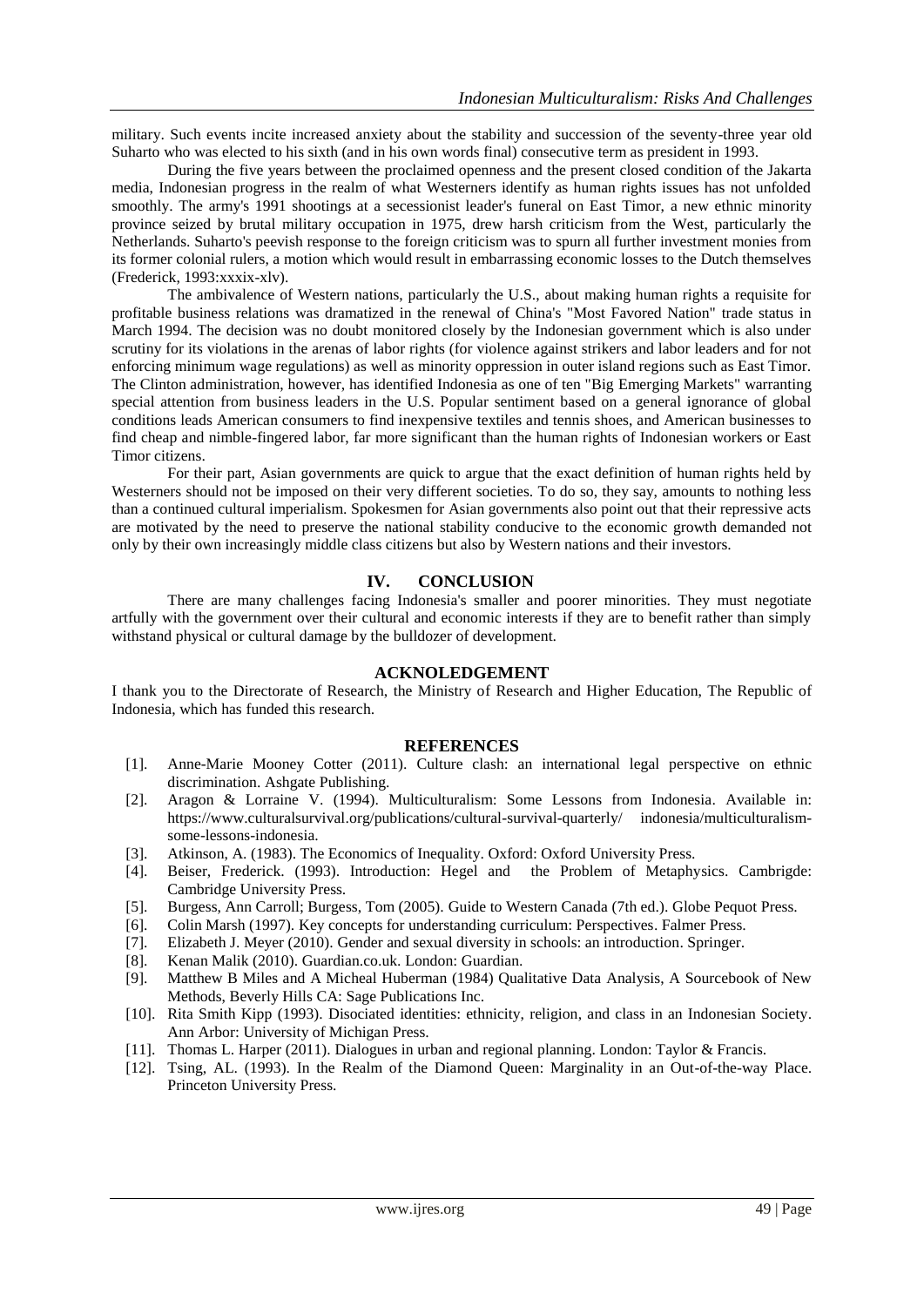military. Such events incite increased anxiety about the stability and succession of the seventy-three year old Suharto who was elected to his sixth (and in his own words final) consecutive term as president in 1993.

During the five years between the proclaimed openness and the present closed condition of the Jakarta media, Indonesian progress in the realm of what Westerners identify as human rights issues has not unfolded smoothly. The army's 1991 shootings at a secessionist leader's funeral on East Timor, a new ethnic minority province seized by brutal military occupation in 1975, drew harsh criticism from the West, particularly the Netherlands. Suharto's peevish response to the foreign criticism was to spurn all further investment monies from its former colonial rulers, a motion which would result in embarrassing economic losses to the Dutch themselves (Frederick, 1993:xxxix-xlv).

The ambivalence of Western nations, particularly the U.S., about making human rights a requisite for profitable business relations was dramatized in the renewal of China's "Most Favored Nation" trade status in March 1994. The decision was no doubt monitored closely by the Indonesian government which is also under scrutiny for its violations in the arenas of labor rights (for violence against strikers and labor leaders and for not enforcing minimum wage regulations) as well as minority oppression in outer island regions such as East Timor. The Clinton administration, however, has identified Indonesia as one of ten "Big Emerging Markets" warranting special attention from business leaders in the U.S. Popular sentiment based on a general ignorance of global conditions leads American consumers to find inexpensive textiles and tennis shoes, and American businesses to find cheap and nimble-fingered labor, far more significant than the human rights of Indonesian workers or East Timor citizens.

For their part, Asian governments are quick to argue that the exact definition of human rights held by Westerners should not be imposed on their very different societies. To do so, they say, amounts to nothing less than a continued cultural imperialism. Spokesmen for Asian governments also point out that their repressive acts are motivated by the need to preserve the national stability conducive to the economic growth demanded not only by their own increasingly middle class citizens but also by Western nations and their investors.

## IV. CONCLUSION

There are many challenges facing Indonesia's smaller and poorer minorities. They must negotiate artfully with the government over their cultural and economic interests if they are to benefit rather than simply withstand physical or cultural damage by the bulldozer of development.

## ACKNOLEDGEMENT

I thank you to the Directorate of Research, the Ministry of Research and Higher Education, The Republic of Indonesia, which has funded this research.

## REFERENCES

[1]. Anne-Marie Mooney Cotter (2011). Culture clash: an international legal perspective on ethnic discrimination. Ashgate Publishing.

[2]. Aragon & Lorraine V. (1994). Multiculturalism: Some Lessons from Indonesia. Available in: https://www.culturalsurvival.org/publications/cultural-survival-quarterly/ indonesia/multiculturalism-some-lessons-indonesia.

[3]. Atkinson, A. (1983). The Economics of Inequality. Oxford: Oxford University Press.

[4]. Beiser, Frederick. (1993). Introduction: Hegel and the Problem of Metaphysics. Cambrigde: Cambridge University Press.

[5]. Burgess, Ann Carroll; Burgess, Tom (2005). Guide to Western Canada (7th ed.). Globe Pequot Press.

[6]. Colin Marsh (1997). Key concepts for understanding curriculum: Perspectives. Falmer Press.

[7]. Elizabeth J. Meyer (2010). Gender and sexual diversity in schools: an introduction. Springer.

[8]. Kenan Malik (2010). Guardian.co.uk. London: Guardian.

[9]. Matthew B Miles and A Micheal Huberman (1984) Qualitative Data Analysis, A Sourcebook of New Methods, Beverly Hills CA: Sage Publications Inc.

[10]. Rita Smith Kipp (1993). Disociated identities: ethnicity, religion, and class in an Indonesian Society. Ann Arbor: University of Michigan Press.

[11]. Thomas L. Harper (2011). Dialogues in urban and regional planning. London: Taylor & Francis.

[12]. Tsing, AL. (1993). In the Realm of the Diamond Queen: Marginality in an Out-of-the-way Place. Princeton University Press.